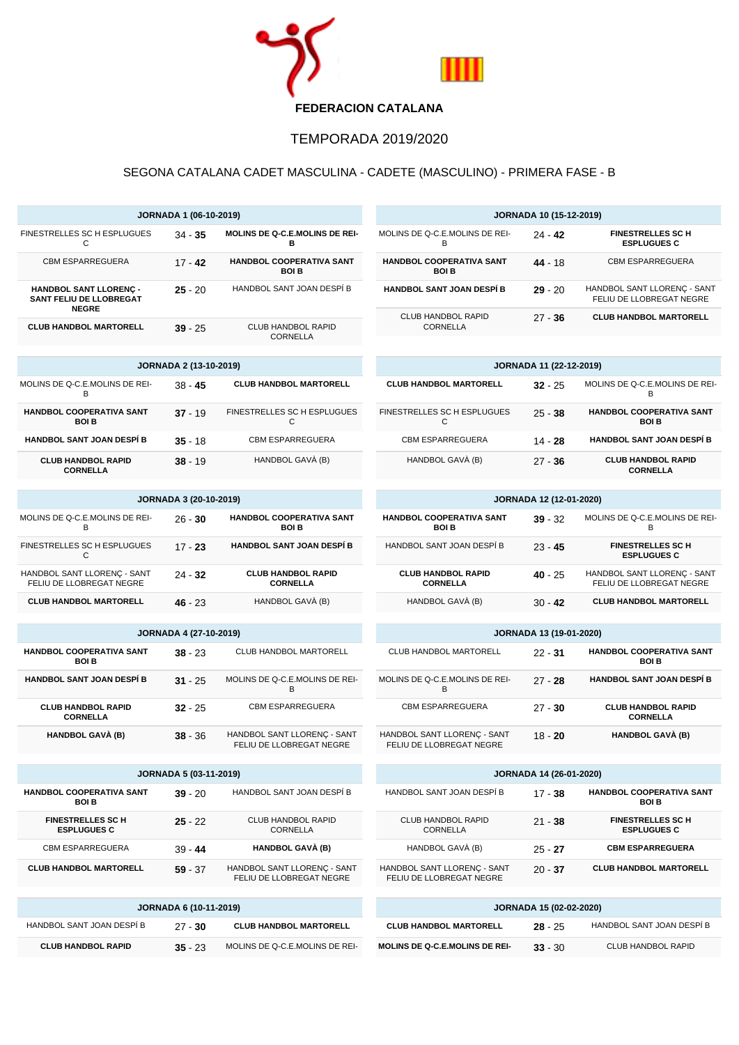**FEDERACION CATALANA**

# TEMPORADA 2019/2020

## SEGONA CATALANA CADET MASCULINA - CADETE (MASCULINO) - PRIMERA FASE - B

| JORNADA 1 (06-10-2019) | | |
|---|---|---|
| FINESTRELLES SC H ESPLUGUES C | 34 - **35** | **MOLINS DE Q-C.E.MOLINS DE REI-B** |
| CBM ESPARREGUERA | 17 - **42** | **HANDBOL COOPERATIVA SANT BOI B** |
| **HANDBOL SANT LLORENÇ - SANT FELIU DE LLOBREGAT NEGRE** | **25** - 20 | HANDBOL SANT JOAN DESPÍ B |
| **CLUB HANDBOL MARTORELL** | **39** - 25 | CLUB HANDBOL RAPID CORNELLA |

| JORNADA 2 (13-10-2019) | | |
|---|---|---|
| MOLINS DE Q-C.E.MOLINS DE REI-B | 38 - **45** | **CLUB HANDBOL MARTORELL** |
| **HANDBOL COOPERATIVA SANT BOI B** | **37** - 19 | FINESTRELLES SC H ESPLUGUES C |
| **HANDBOL SANT JOAN DESPÍ B** | **35** - 18 | CBM ESPARREGUERA |
| **CLUB HANDBOL RAPID CORNELLA** | **38** - 19 | HANDBOL GAVÀ (B) |

| JORNADA 3 (20-10-2019) | | |
|---|---|---|
| MOLINS DE Q-C.E.MOLINS DE REI-B | 26 - **30** | **HANDBOL COOPERATIVA SANT BOI B** |
| FINESTRELLES SC H ESPLUGUES C | 17 - **23** | **HANDBOL SANT JOAN DESPÍ B** |
| HANDBOL SANT LLORENÇ - SANT FELIU DE LLOBREGAT NEGRE | 24 - **32** | **CLUB HANDBOL RAPID CORNELLA** |
| **CLUB HANDBOL MARTORELL** | **46** - 23 | HANDBOL GAVÀ (B) |

| JORNADA 4 (27-10-2019) | | |
|---|---|---|
| **HANDBOL COOPERATIVA SANT BOI B** | **38** - 23 | CLUB HANDBOL MARTORELL |
| **HANDBOL SANT JOAN DESPÍ B** | **31** - 25 | MOLINS DE Q-C.E.MOLINS DE REI-B |
| **CLUB HANDBOL RAPID CORNELLA** | **32** - 25 | CBM ESPARREGUERA |
| **HANDBOL GAVÀ (B)** | **38** - 36 | HANDBOL SANT LLORENÇ - SANT FELIU DE LLOBREGAT NEGRE |

| JORNADA 5 (03-11-2019) | | |
|---|---|---|
| **HANDBOL COOPERATIVA SANT BOI B** | **39** - 20 | HANDBOL SANT JOAN DESPÍ B |
| **FINESTRELLES SC H ESPLUGUES C** | **25** - 22 | CLUB HANDBOL RAPID CORNELLA |
| CBM ESPARREGUERA | 39 - **44** | **HANDBOL GAVÀ (B)** |
| **CLUB HANDBOL MARTORELL** | **59** - 37 | HANDBOL SANT LLORENÇ - SANT FELIU DE LLOBREGAT NEGRE |

| JORNADA 6 (10-11-2019) | | |
|---|---|---|
| HANDBOL SANT JOAN DESPÍ B | 27 - **30** | **CLUB HANDBOL MARTORELL** |
| **CLUB HANDBOL RAPID** | **35** - 23 | MOLINS DE Q-C.E.MOLINS DE REI- |

| JORNADA 10 (15-12-2019) | | |
|---|---|---|
| MOLINS DE Q-C.E.MOLINS DE REI-B | 24 - **42** | **FINESTRELLES SC H ESPLUGUES C** |
| **HANDBOL COOPERATIVA SANT BOI B** | **44** - 18 | CBM ESPARREGUERA |
| **HANDBOL SANT JOAN DESPÍ B** | **29** - 20 | HANDBOL SANT LLORENÇ - SANT FELIU DE LLOBREGAT NEGRE |
| CLUB HANDBOL RAPID CORNELLA | 27 - **36** | **CLUB HANDBOL MARTORELL** |

| JORNADA 11 (22-12-2019) | | |
|---|---|---|
| **CLUB HANDBOL MARTORELL** | **32** - 25 | MOLINS DE Q-C.E.MOLINS DE REI-B |
| FINESTRELLES SC H ESPLUGUES C | 25 - **38** | **HANDBOL COOPERATIVA SANT BOI B** |
| CBM ESPARREGUERA | 14 - **28** | **HANDBOL SANT JOAN DESPÍ B** |
| HANDBOL GAVÀ (B) | 27 - **36** | **CLUB HANDBOL RAPID CORNELLA** |

| JORNADA 12 (12-01-2020) | | |
|---|---|---|
| **HANDBOL COOPERATIVA SANT BOI B** | **39** - 32 | MOLINS DE Q-C.E.MOLINS DE REI-B |
| HANDBOL SANT JOAN DESPÍ B | 23 - **45** | **FINESTRELLES SC H ESPLUGUES C** |
| **CLUB HANDBOL RAPID CORNELLA** | **40** - 25 | HANDBOL SANT LLORENÇ - SANT FELIU DE LLOBREGAT NEGRE |
| HANDBOL GAVÀ (B) | 30 - **42** | **CLUB HANDBOL MARTORELL** |

| JORNADA 13 (19-01-2020) | | |
|---|---|---|
| CLUB HANDBOL MARTORELL | 22 - **31** | **HANDBOL COOPERATIVA SANT BOI B** |
| MOLINS DE Q-C.E.MOLINS DE REI-B | 27 - **28** | **HANDBOL SANT JOAN DESPÍ B** |
| CBM ESPARREGUERA | 27 - **30** | **CLUB HANDBOL RAPID CORNELLA** |
| HANDBOL SANT LLORENÇ - SANT FELIU DE LLOBREGAT NEGRE | 18 - **20** | **HANDBOL GAVÀ (B)** |

| JORNADA 14 (26-01-2020) | | |
|---|---|---|
| HANDBOL SANT JOAN DESPÍ B | 17 - **38** | **HANDBOL COOPERATIVA SANT BOI B** |
| CLUB HANDBOL RAPID CORNELLA | 21 - **38** | **FINESTRELLES SC H ESPLUGUES C** |
| HANDBOL GAVÀ (B) | 25 - **27** | **CBM ESPARREGUERA** |
| HANDBOL SANT LLORENÇ - SANT FELIU DE LLOBREGAT NEGRE | 20 - **37** | **CLUB HANDBOL MARTORELL** |

| JORNADA 15 (02-02-2020) | | |
|---|---|---|
| **CLUB HANDBOL MARTORELL** | **28** - 25 | HANDBOL SANT JOAN DESPÍ B |
| **MOLINS DE Q-C.E.MOLINS DE REI-** | **33** - 30 | CLUB HANDBOL RAPID |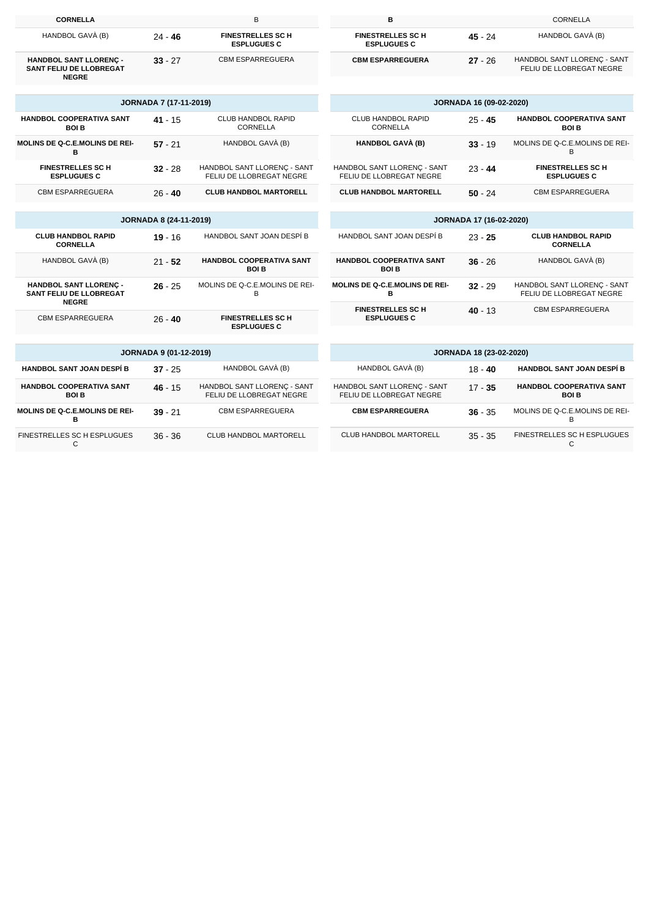| | | |
|---|---|---|
| **CORNELLA** | | B |
| HANDBOL GAVÀ (B) | 24 - **46** | **FINESTRELLES SC H ESPLUGUES C** |
| **HANDBOL SANT LLORENÇ - SANT FELIU DE LLOBREGAT NEGRE** | **33** - 27 | CBM ESPARREGUERA |

| | | |
|---|---|---|
| **B** | | CORNELLA |
| **FINESTRELLES SC H ESPLUGUES C** | **45** - 24 | HANDBOL GAVÀ (B) |
| **CBM ESPARREGUERA** | **27** - 26 | HANDBOL SANT LLORENÇ - SANT FELIU DE LLOBREGAT NEGRE |

| JORNADA 7 (17-11-2019) | | |
|---|---|---|
| **HANDBOL COOPERATIVA SANT BOI B** | **41** - 15 | CLUB HANDBOL RAPID CORNELLA |
| **MOLINS DE Q-C.E.MOLINS DE REI-B** | **57** - 21 | HANDBOL GAVÀ (B) |
| **FINESTRELLES SC H ESPLUGUES C** | **32** - 28 | HANDBOL SANT LLORENÇ - SANT FELIU DE LLOBREGAT NEGRE |
| CBM ESPARREGUERA | 26 - **40** | **CLUB HANDBOL MARTORELL** |

| JORNADA 16 (09-02-2020) | | |
|---|---|---|
| CLUB HANDBOL RAPID CORNELLA | 25 - **45** | **HANDBOL COOPERATIVA SANT BOI B** |
| **HANDBOL GAVÀ (B)** | **33** - 19 | MOLINS DE Q-C.E.MOLINS DE REI-B |
| HANDBOL SANT LLORENÇ - SANT FELIU DE LLOBREGAT NEGRE | 23 - **44** | **FINESTRELLES SC H ESPLUGUES C** |
| **CLUB HANDBOL MARTORELL** | **50** - 24 | CBM ESPARREGUERA |

| JORNADA 8 (24-11-2019) | | |
|---|---|---|
| **CLUB HANDBOL RAPID CORNELLA** | **19** - 16 | HANDBOL SANT JOAN DESPÍ B |
| HANDBOL GAVÀ (B) | 21 - **52** | **HANDBOL COOPERATIVA SANT BOI B** |
| **HANDBOL SANT LLORENÇ - SANT FELIU DE LLOBREGAT NEGRE** | **26** - 25 | MOLINS DE Q-C.E.MOLINS DE REI-B |
| CBM ESPARREGUERA | 26 - **40** | **FINESTRELLES SC H ESPLUGUES C** |

| JORNADA 17 (16-02-2020) | | |
|---|---|---|
| HANDBOL SANT JOAN DESPÍ B | 23 - **25** | **CLUB HANDBOL RAPID CORNELLA** |
| **HANDBOL COOPERATIVA SANT BOI B** | **36** - 26 | HANDBOL GAVÀ (B) |
| **MOLINS DE Q-C.E.MOLINS DE REI-B** | **32** - 29 | HANDBOL SANT LLORENÇ - SANT FELIU DE LLOBREGAT NEGRE |
| **FINESTRELLES SC H ESPLUGUES C** | **40** - 13 | CBM ESPARREGUERA |

| JORNADA 9 (01-12-2019) | | |
|---|---|---|
| **HANDBOL SANT JOAN DESPÍ B** | **37** - 25 | HANDBOL GAVÀ (B) |
| **HANDBOL COOPERATIVA SANT BOI B** | **46** - 15 | HANDBOL SANT LLORENÇ - SANT FELIU DE LLOBREGAT NEGRE |
| **MOLINS DE Q-C.E.MOLINS DE REI-B** | **39** - 21 | CBM ESPARREGUERA |
| FINESTRELLES SC H ESPLUGUES C | 36 - 36 | CLUB HANDBOL MARTORELL |

| JORNADA 18 (23-02-2020) | | |
|---|---|---|
| HANDBOL GAVÀ (B) | 18 - **40** | **HANDBOL SANT JOAN DESPÍ B** |
| HANDBOL SANT LLORENÇ - SANT FELIU DE LLOBREGAT NEGRE | 17 - **35** | **HANDBOL COOPERATIVA SANT BOI B** |
| **CBM ESPARREGUERA** | **36** - 35 | MOLINS DE Q-C.E.MOLINS DE REI-B |
| CLUB HANDBOL MARTORELL | 35 - 35 | FINESTRELLES SC H ESPLUGUES C |